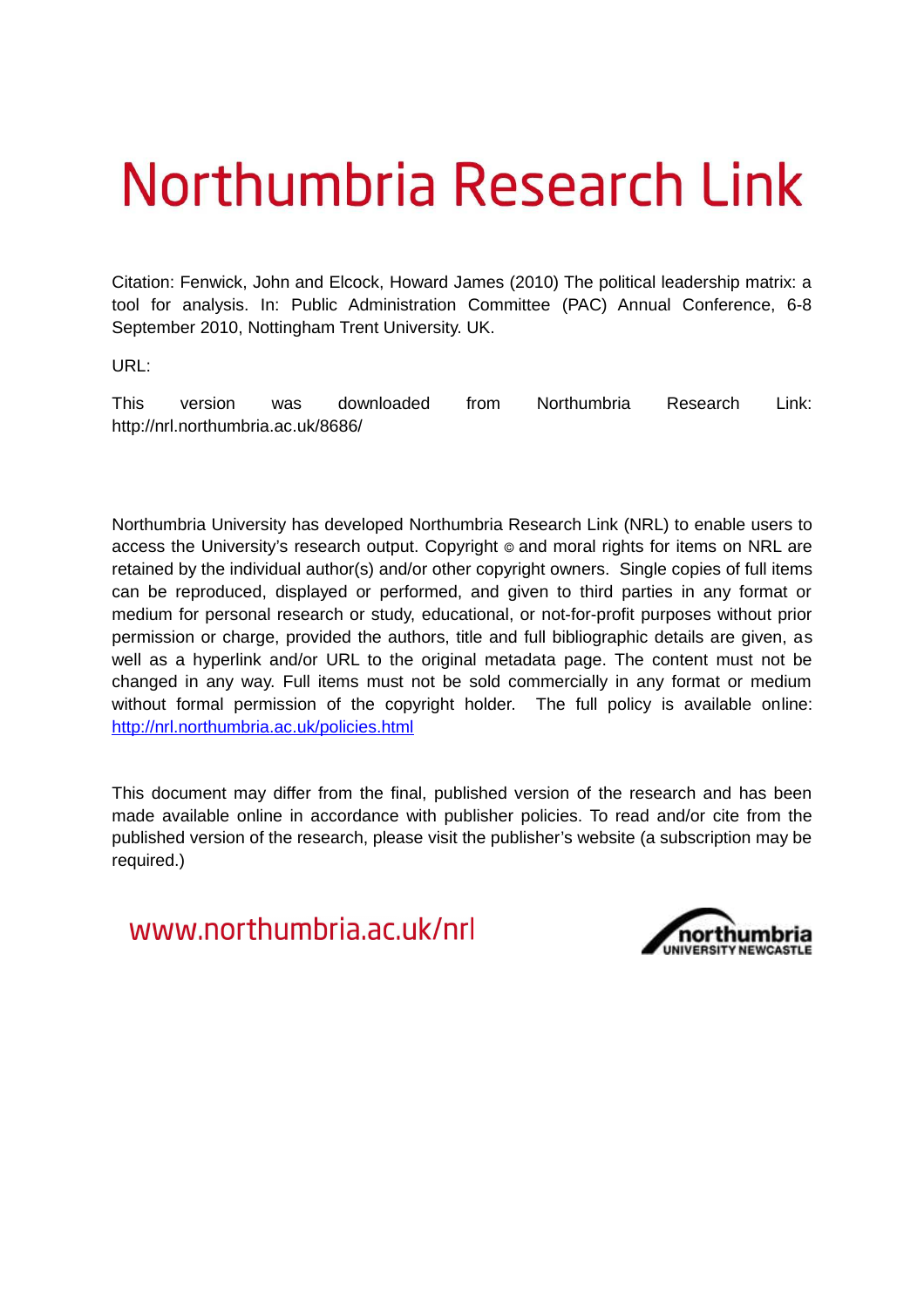# Northumbria Research Link

Citation: Fenwick, John and Elcock, Howard James (2010) The political leadership matrix: a tool for analysis. In: Public Administration Committee (PAC) Annual Conference, 6-8 September 2010, Nottingham Trent University. UK.

URL:

This version was downloaded from Northumbria Research Link: http://nrl.northumbria.ac.uk/8686/

Northumbria University has developed Northumbria Research Link (NRL) to enable users to access the University's research output. Copyright © and moral rights for items on NRL are retained by the individual author(s) and/or other copyright owners. Single copies of full items can be reproduced, displayed or performed, and given to third parties in any format or medium for personal research or study, educational, or not-for-profit purposes without prior permission or charge, provided the authors, title and full bibliographic details are given, as well as a hyperlink and/or URL to the original metadata page. The content must not be changed in any way. Full items must not be sold commercially in any format or medium without formal permission of the copyright holder. The full policy is available online: http://nrl.northumbria.ac.uk/policies.html

This document may differ from the final, published version of the research and has been made available online in accordance with publisher policies. To read and/or cite from the published version of the research, please visit the publisher's website (a subscription may be required.)

www.northumbria.ac.uk/nrl

northumbria
UNIVERSITY NEWCASTLE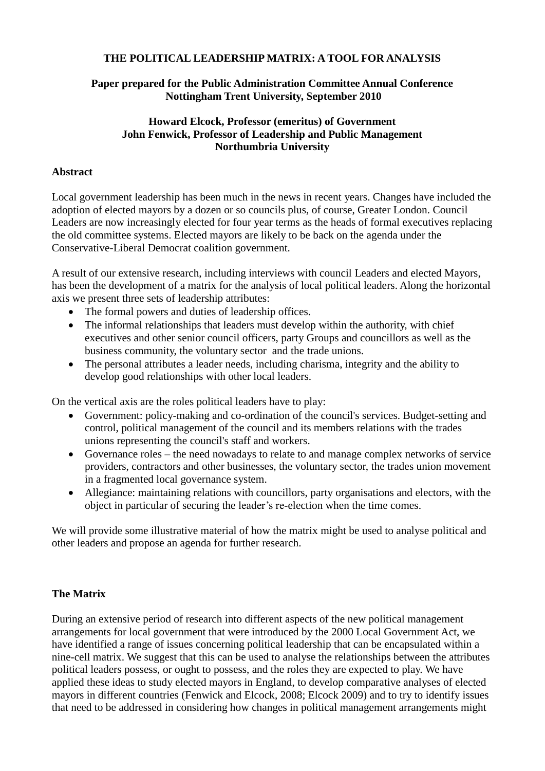**THE POLITICAL LEADERSHIP MATRIX: A TOOL FOR ANALYSIS**

**Paper prepared for the Public Administration Committee Annual Conference**
**Nottingham Trent University, September 2010**

**Howard Elcock, Professor (emeritus) of Government**
**John Fenwick, Professor of Leadership and Public Management**
**Northumbria University**

## Abstract

Local government leadership has been much in the news in recent years. Changes have included the adoption of elected mayors by a dozen or so councils plus, of course, Greater London. Council Leaders are now increasingly elected for four year terms as the heads of formal executives replacing the old committee systems. Elected mayors are likely to be back on the agenda under the Conservative-Liberal Democrat coalition government.

A result of our extensive research, including interviews with council Leaders and elected Mayors, has been the development of a matrix for the analysis of local political leaders. Along the horizontal axis we present three sets of leadership attributes:

- The formal powers and duties of leadership offices.
- The informal relationships that leaders must develop within the authority, with chief executives and other senior council officers, party Groups and councillors as well as the business community, the voluntary sector and the trade unions.
- The personal attributes a leader needs, including charisma, integrity and the ability to develop good relationships with other local leaders.

On the vertical axis are the roles political leaders have to play:

- Government: policy-making and co-ordination of the council's services. Budget-setting and control, political management of the council and its members relations with the trades unions representing the council's staff and workers.
- Governance roles – the need nowadays to relate to and manage complex networks of service providers, contractors and other businesses, the voluntary sector, the trades union movement in a fragmented local governance system.
- Allegiance: maintaining relations with councillors, party organisations and electors, with the object in particular of securing the leader's re-election when the time comes.

We will provide some illustrative material of how the matrix might be used to analyse political and other leaders and propose an agenda for further research.

## The Matrix

During an extensive period of research into different aspects of the new political management arrangements for local government that were introduced by the 2000 Local Government Act, we have identified a range of issues concerning political leadership that can be encapsulated within a nine-cell matrix. We suggest that this can be used to analyse the relationships between the attributes political leaders possess, or ought to possess, and the roles they are expected to play. We have applied these ideas to study elected mayors in England, to develop comparative analyses of elected mayors in different countries (Fenwick and Elcock, 2008; Elcock 2009) and to try to identify issues that need to be addressed in considering how changes in political management arrangements might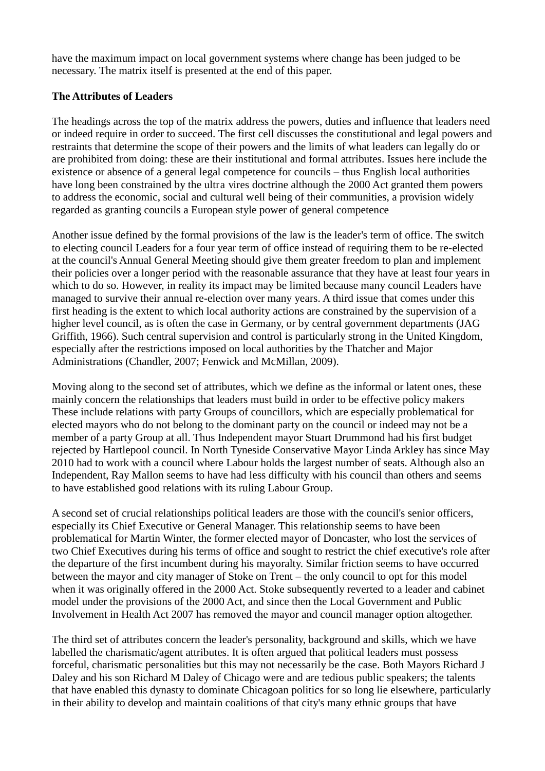have the maximum impact on local government systems where change has been judged to be necessary. The matrix itself is presented at the end of this paper.

**The Attributes of Leaders**

The headings across the top of the matrix address the powers, duties and influence that leaders need or indeed require in order to succeed. The first cell discusses the constitutional and legal powers and restraints that determine the scope of their powers and the limits of what leaders can legally do or are prohibited from doing: these are their institutional and formal attributes. Issues here include the existence or absence of a general legal competence for councils – thus English local authorities have long been constrained by the ultra vires doctrine although the 2000 Act granted them powers to address the economic, social and cultural well being of their communities, a provision widely regarded as granting councils a European style power of general competence

Another issue defined by the formal provisions of the law is the leader's term of office. The switch to electing council Leaders for a four year term of office instead of requiring them to be re-elected at the council's Annual General Meeting should give them greater freedom to plan and implement their policies over a longer period with the reasonable assurance that they have at least four years in which to do so. However, in reality its impact may be limited because many council Leaders have managed to survive their annual re-election over many years. A third issue that comes under this first heading is the extent to which local authority actions are constrained by the supervision of a higher level council, as is often the case in Germany, or by central government departments (JAG Griffith, 1966). Such central supervision and control is particularly strong in the United Kingdom, especially after the restrictions imposed on local authorities by the Thatcher and Major Administrations (Chandler, 2007; Fenwick and McMillan, 2009).

Moving along to the second set of attributes, which we define as the informal or latent ones, these mainly concern the relationships that leaders must build in order to be effective policy makers These include relations with party Groups of councillors, which are especially problematical for elected mayors who do not belong to the dominant party on the council or indeed may not be a member of a party Group at all. Thus Independent mayor Stuart Drummond had his first budget rejected by Hartlepool council. In North Tyneside Conservative Mayor Linda Arkley has since May 2010 had to work with a council where Labour holds the largest number of seats. Although also an Independent, Ray Mallon seems to have had less difficulty with his council than others and seems to have established good relations with its ruling Labour Group.

A second set of crucial relationships political leaders are those with the council's senior officers, especially its Chief Executive or General Manager. This relationship seems to have been problematical for Martin Winter, the former elected mayor of Doncaster, who lost the services of two Chief Executives during his terms of office and sought to restrict the chief executive's role after the departure of the first incumbent during his mayoralty. Similar friction seems to have occurred between the mayor and city manager of Stoke on Trent – the only council to opt for this model when it was originally offered in the 2000 Act. Stoke subsequently reverted to a leader and cabinet model under the provisions of the 2000 Act, and since then the Local Government and Public Involvement in Health Act 2007 has removed the mayor and council manager option altogether.

The third set of attributes concern the leader's personality, background and skills, which we have labelled the charismatic/agent attributes. It is often argued that political leaders must possess forceful, charismatic personalities but this may not necessarily be the case. Both Mayors Richard J Daley and his son Richard M Daley of Chicago were and are tedious public speakers; the talents that have enabled this dynasty to dominate Chicagoan politics for so long lie elsewhere, particularly in their ability to develop and maintain coalitions of that city's many ethnic groups that have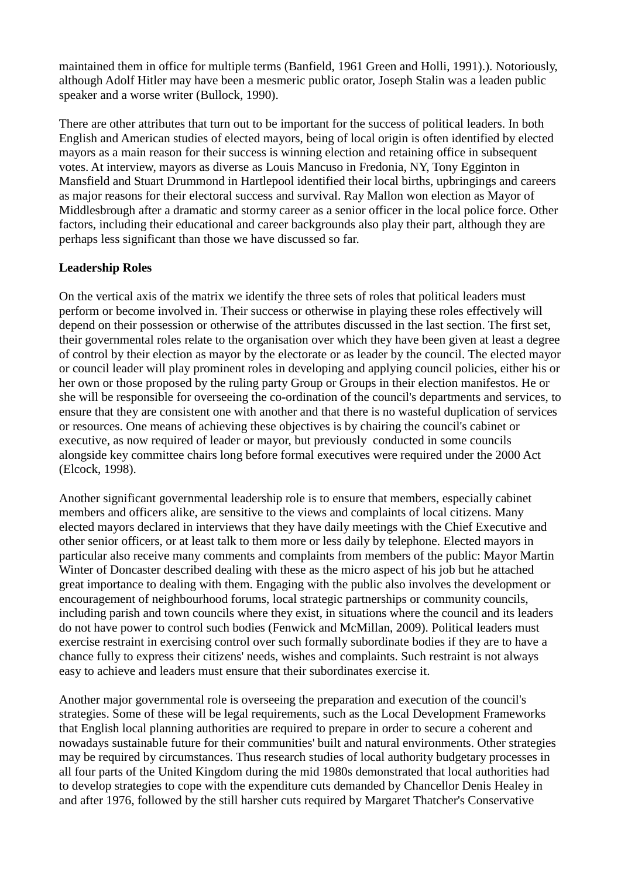maintained them in office for multiple terms (Banfield, 1961 Green and Holli, 1991).). Notoriously, although Adolf Hitler may have been a mesmeric public orator, Joseph Stalin was a leaden public speaker and a worse writer (Bullock, 1990).

There are other attributes that turn out to be important for the success of political leaders. In both English and American studies of elected mayors, being of local origin is often identified by elected mayors as a main reason for their success is winning election and retaining office in subsequent votes. At interview, mayors as diverse as Louis Mancuso in Fredonia, NY, Tony Egginton in Mansfield and Stuart Drummond in Hartlepool identified their local births, upbringings and careers as major reasons for their electoral success and survival. Ray Mallon won election as Mayor of Middlesbrough after a dramatic and stormy career as a senior officer in the local police force. Other factors, including their educational and career backgrounds also play their part, although they are perhaps less significant than those we have discussed so far.

**Leadership Roles**

On the vertical axis of the matrix we identify the three sets of roles that political leaders must perform or become involved in. Their success or otherwise in playing these roles effectively will depend on their possession or otherwise of the attributes discussed in the last section. The first set, their governmental roles relate to the organisation over which they have been given at least a degree of control by their election as mayor by the electorate or as leader by the council. The elected mayor or council leader will play prominent roles in developing and applying council policies, either his or her own or those proposed by the ruling party Group or Groups in their election manifestos. He or she will be responsible for overseeing the co-ordination of the council's departments and services, to ensure that they are consistent one with another and that there is no wasteful duplication of services or resources. One means of achieving these objectives is by chairing the council's cabinet or executive, as now required of leader or mayor, but previously conducted in some councils alongside key committee chairs long before formal executives were required under the 2000 Act (Elcock, 1998).

Another significant governmental leadership role is to ensure that members, especially cabinet members and officers alike, are sensitive to the views and complaints of local citizens. Many elected mayors declared in interviews that they have daily meetings with the Chief Executive and other senior officers, or at least talk to them more or less daily by telephone. Elected mayors in particular also receive many comments and complaints from members of the public: Mayor Martin Winter of Doncaster described dealing with these as the micro aspect of his job but he attached great importance to dealing with them. Engaging with the public also involves the development or encouragement of neighbourhood forums, local strategic partnerships or community councils, including parish and town councils where they exist, in situations where the council and its leaders do not have power to control such bodies (Fenwick and McMillan, 2009). Political leaders must exercise restraint in exercising control over such formally subordinate bodies if they are to have a chance fully to express their citizens' needs, wishes and complaints. Such restraint is not always easy to achieve and leaders must ensure that their subordinates exercise it.

Another major governmental role is overseeing the preparation and execution of the council's strategies. Some of these will be legal requirements, such as the Local Development Frameworks that English local planning authorities are required to prepare in order to secure a coherent and nowadays sustainable future for their communities' built and natural environments. Other strategies may be required by circumstances. Thus research studies of local authority budgetary processes in all four parts of the United Kingdom during the mid 1980s demonstrated that local authorities had to develop strategies to cope with the expenditure cuts demanded by Chancellor Denis Healey in and after 1976, followed by the still harsher cuts required by Margaret Thatcher's Conservative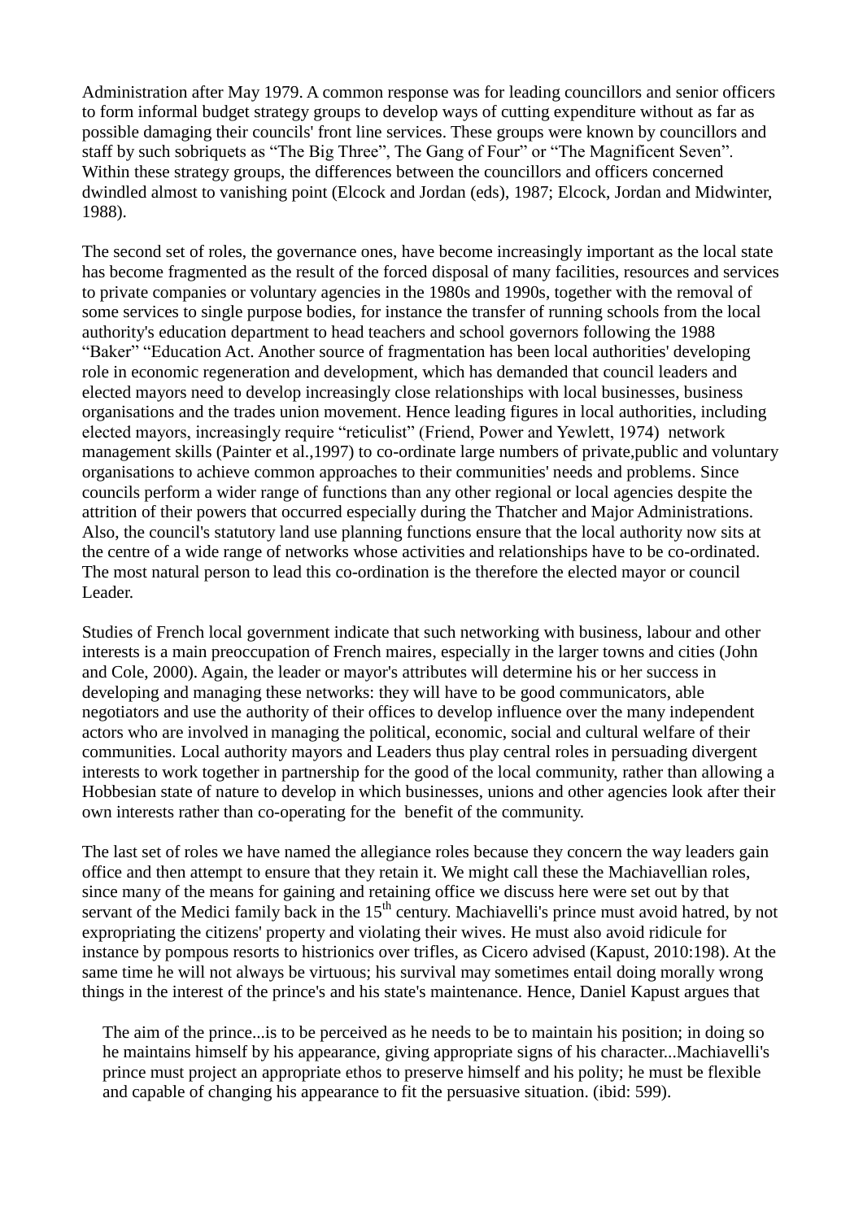Administration after May 1979. A common response was for leading councillors and senior officers to form informal budget strategy groups to develop ways of cutting expenditure without as far as possible damaging their councils' front line services. These groups were known by councillors and staff by such sobriquets as "The Big Three", The Gang of Four" or "The Magnificent Seven". Within these strategy groups, the differences between the councillors and officers concerned dwindled almost to vanishing point (Elcock and Jordan (eds), 1987; Elcock, Jordan and Midwinter, 1988).

The second set of roles, the governance ones, have become increasingly important as the local state has become fragmented as the result of the forced disposal of many facilities, resources and services to private companies or voluntary agencies in the 1980s and 1990s, together with the removal of some services to single purpose bodies, for instance the transfer of running schools from the local authority's education department to head teachers and school governors following the 1988 "Baker" "Education Act. Another source of fragmentation has been local authorities' developing role in economic regeneration and development, which has demanded that council leaders and elected mayors need to develop increasingly close relationships with local businesses, business organisations and the trades union movement. Hence leading figures in local authorities, including elected mayors, increasingly require "reticulist" (Friend, Power and Yewlett, 1974) network management skills (Painter et al.,1997) to co-ordinate large numbers of private,public and voluntary organisations to achieve common approaches to their communities' needs and problems. Since councils perform a wider range of functions than any other regional or local agencies despite the attrition of their powers that occurred especially during the Thatcher and Major Administrations. Also, the council's statutory land use planning functions ensure that the local authority now sits at the centre of a wide range of networks whose activities and relationships have to be co-ordinated. The most natural person to lead this co-ordination is the therefore the elected mayor or council Leader.

Studies of French local government indicate that such networking with business, labour and other interests is a main preoccupation of French maires, especially in the larger towns and cities (John and Cole, 2000). Again, the leader or mayor's attributes will determine his or her success in developing and managing these networks: they will have to be good communicators, able negotiators and use the authority of their offices to develop influence over the many independent actors who are involved in managing the political, economic, social and cultural welfare of their communities. Local authority mayors and Leaders thus play central roles in persuading divergent interests to work together in partnership for the good of the local community, rather than allowing a Hobbesian state of nature to develop in which businesses, unions and other agencies look after their own interests rather than co-operating for the benefit of the community.

The last set of roles we have named the allegiance roles because they concern the way leaders gain office and then attempt to ensure that they retain it. We might call these the Machiavellian roles, since many of the means for gaining and retaining office we discuss here were set out by that servant of the Medici family back in the 15th century. Machiavelli's prince must avoid hatred, by not expropriating the citizens' property and violating their wives. He must also avoid ridicule for instance by pompous resorts to histrionics over trifles, as Cicero advised (Kapust, 2010:198). At the same time he will not always be virtuous; his survival may sometimes entail doing morally wrong things in the interest of the prince's and his state's maintenance. Hence, Daniel Kapust argues that

> The aim of the prince...is to be perceived as he needs to be to maintain his position; in doing so he maintains himself by his appearance, giving appropriate signs of his character...Machiavelli's prince must project an appropriate ethos to preserve himself and his polity; he must be flexible and capable of changing his appearance to fit the persuasive situation. (ibid: 599).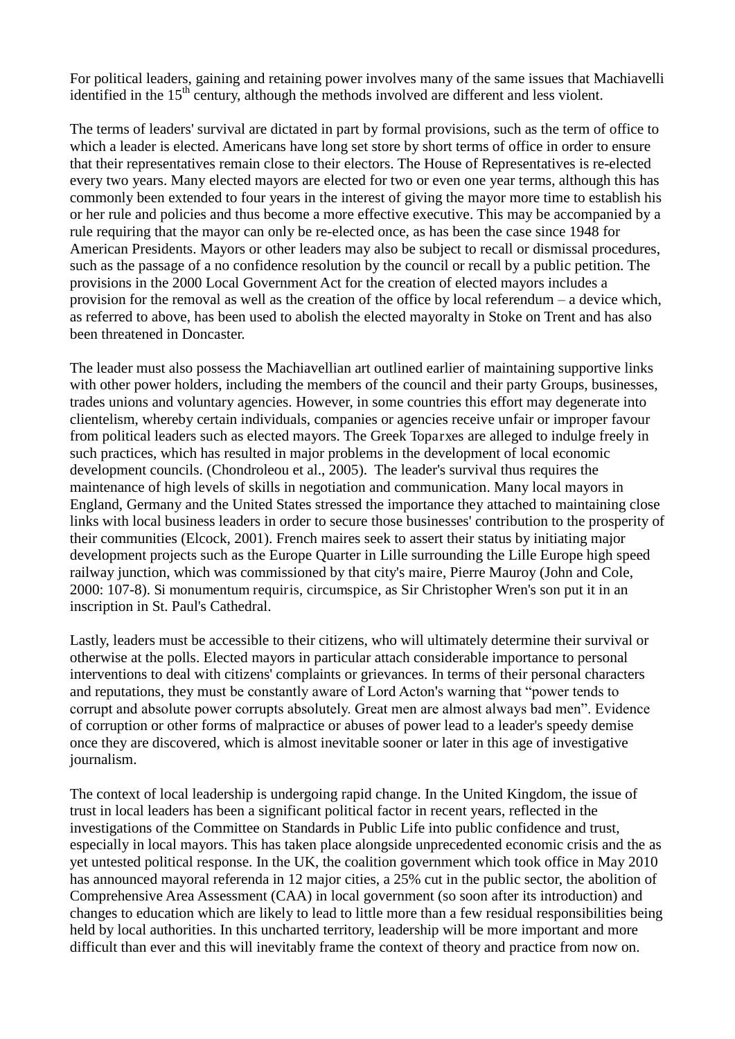For political leaders, gaining and retaining power involves many of the same issues that Machiavelli identified in the 15th century, although the methods involved are different and less violent.

The terms of leaders' survival are dictated in part by formal provisions, such as the term of office to which a leader is elected. Americans have long set store by short terms of office in order to ensure that their representatives remain close to their electors. The House of Representatives is re-elected every two years. Many elected mayors are elected for two or even one year terms, although this has commonly been extended to four years in the interest of giving the mayor more time to establish his or her rule and policies and thus become a more effective executive. This may be accompanied by a rule requiring that the mayor can only be re-elected once, as has been the case since 1948 for American Presidents. Mayors or other leaders may also be subject to recall or dismissal procedures, such as the passage of a no confidence resolution by the council or recall by a public petition. The provisions in the 2000 Local Government Act for the creation of elected mayors includes a provision for the removal as well as the creation of the office by local referendum – a device which, as referred to above, has been used to abolish the elected mayoralty in Stoke on Trent and has also been threatened in Doncaster.

The leader must also possess the Machiavellian art outlined earlier of maintaining supportive links with other power holders, including the members of the council and their party Groups, businesses, trades unions and voluntary agencies. However, in some countries this effort may degenerate into clientelism, whereby certain individuals, companies or agencies receive unfair or improper favour from political leaders such as elected mayors. The Greek Toparxes are alleged to indulge freely in such practices, which has resulted in major problems in the development of local economic development councils. (Chondroleou et al., 2005). The leader's survival thus requires the maintenance of high levels of skills in negotiation and communication. Many local mayors in England, Germany and the United States stressed the importance they attached to maintaining close links with local business leaders in order to secure those businesses' contribution to the prosperity of their communities (Elcock, 2001). French maires seek to assert their status by initiating major development projects such as the Europe Quarter in Lille surrounding the Lille Europe high speed railway junction, which was commissioned by that city's maire, Pierre Mauroy (John and Cole, 2000: 107-8). Si monumentum requiris, circumspice, as Sir Christopher Wren's son put it in an inscription in St. Paul's Cathedral.

Lastly, leaders must be accessible to their citizens, who will ultimately determine their survival or otherwise at the polls. Elected mayors in particular attach considerable importance to personal interventions to deal with citizens' complaints or grievances. In terms of their personal characters and reputations, they must be constantly aware of Lord Acton's warning that "power tends to corrupt and absolute power corrupts absolutely. Great men are almost always bad men". Evidence of corruption or other forms of malpractice or abuses of power lead to a leader's speedy demise once they are discovered, which is almost inevitable sooner or later in this age of investigative journalism.

The context of local leadership is undergoing rapid change. In the United Kingdom, the issue of trust in local leaders has been a significant political factor in recent years, reflected in the investigations of the Committee on Standards in Public Life into public confidence and trust, especially in local mayors. This has taken place alongside unprecedented economic crisis and the as yet untested political response. In the UK, the coalition government which took office in May 2010 has announced mayoral referenda in 12 major cities, a 25% cut in the public sector, the abolition of Comprehensive Area Assessment (CAA) in local government (so soon after its introduction) and changes to education which are likely to lead to little more than a few residual responsibilities being held by local authorities. In this uncharted territory, leadership will be more important and more difficult than ever and this will inevitably frame the context of theory and practice from now on.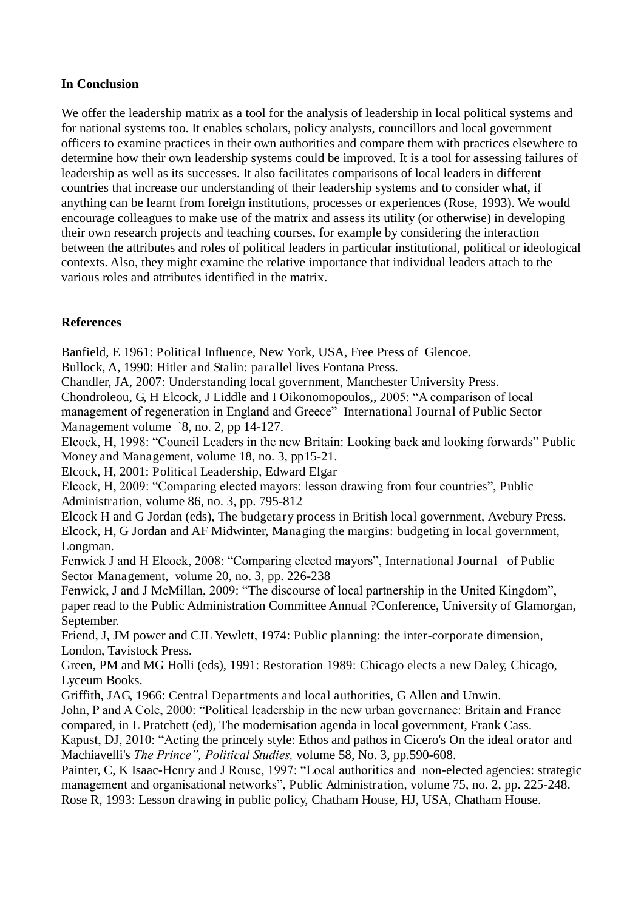**In Conclusion**

We offer the leadership matrix as a tool for the analysis of leadership in local political systems and for national systems too. It enables scholars, policy analysts, councillors and local government officers to examine practices in their own authorities and compare them with practices elsewhere to determine how their own leadership systems could be improved. It is a tool for assessing failures of leadership as well as its successes. It also facilitates comparisons of local leaders in different countries that increase our understanding of their leadership systems and to consider what, if anything can be learnt from foreign institutions, processes or experiences (Rose, 1993). We would encourage colleagues to make use of the matrix and assess its utility (or otherwise) in developing their own research projects and teaching courses, for example by considering the interaction between the attributes and roles of political leaders in particular institutional, political or ideological contexts. Also, they might examine the relative importance that individual leaders attach to the various roles and attributes identified in the matrix.

**References**

Banfield, E 1961: Political Influence, New York, USA, Free Press of Glencoe.
Bullock, A, 1990: Hitler and Stalin: parallel lives Fontana Press.
Chandler, JA, 2007: Understanding local government, Manchester University Press.
Chondroleou, G, H Elcock, J Liddle and I Oikonomopoulos,, 2005: "A comparison of local management of regeneration in England and Greece" International Journal of Public Sector Management volume `8, no. 2, pp 14-127.
Elcock, H, 1998: "Council Leaders in the new Britain: Looking back and looking forwards" Public Money and Management, volume 18, no. 3, pp15-21.
Elcock, H, 2001: Political Leadership, Edward Elgar
Elcock, H, 2009: "Comparing elected mayors: lesson drawing from four countries", Public Administration, volume 86, no. 3, pp. 795-812
Elcock H and G Jordan (eds), The budgetary process in British local government, Avebury Press.
Elcock, H, G Jordan and AF Midwinter, Managing the margins: budgeting in local government, Longman.
Fenwick J and H Elcock, 2008: "Comparing elected mayors", International Journal of Public Sector Management, volume 20, no. 3, pp. 226-238
Fenwick, J and J McMillan, 2009: "The discourse of local partnership in the United Kingdom", paper read to the Public Administration Committee Annual ?Conference, University of Glamorgan, September.
Friend, J, JM power and CJL Yewlett, 1974: Public planning: the inter-corporate dimension, London, Tavistock Press.
Green, PM and MG Holli (eds), 1991: Restoration 1989: Chicago elects a new Daley, Chicago, Lyceum Books.
Griffith, JAG, 1966: Central Departments and local authorities, G Allen and Unwin.
John, P and A Cole, 2000: "Political leadership in the new urban governance: Britain and France compared, in L Pratchett (ed), The modernisation agenda in local government, Frank Cass.
Kapust, DJ, 2010: "Acting the princely style: Ethos and pathos in Cicero's On the ideal orator and Machiavelli's *The Prince", Political Studies,* volume 58, No. 3, pp.590-608.
Painter, C, K Isaac-Henry and J Rouse, 1997: "Local authorities and non-elected agencies: strategic management and organisational networks", Public Administration, volume 75, no. 2, pp. 225-248.
Rose R, 1993: Lesson drawing in public policy, Chatham House, HJ, USA, Chatham House.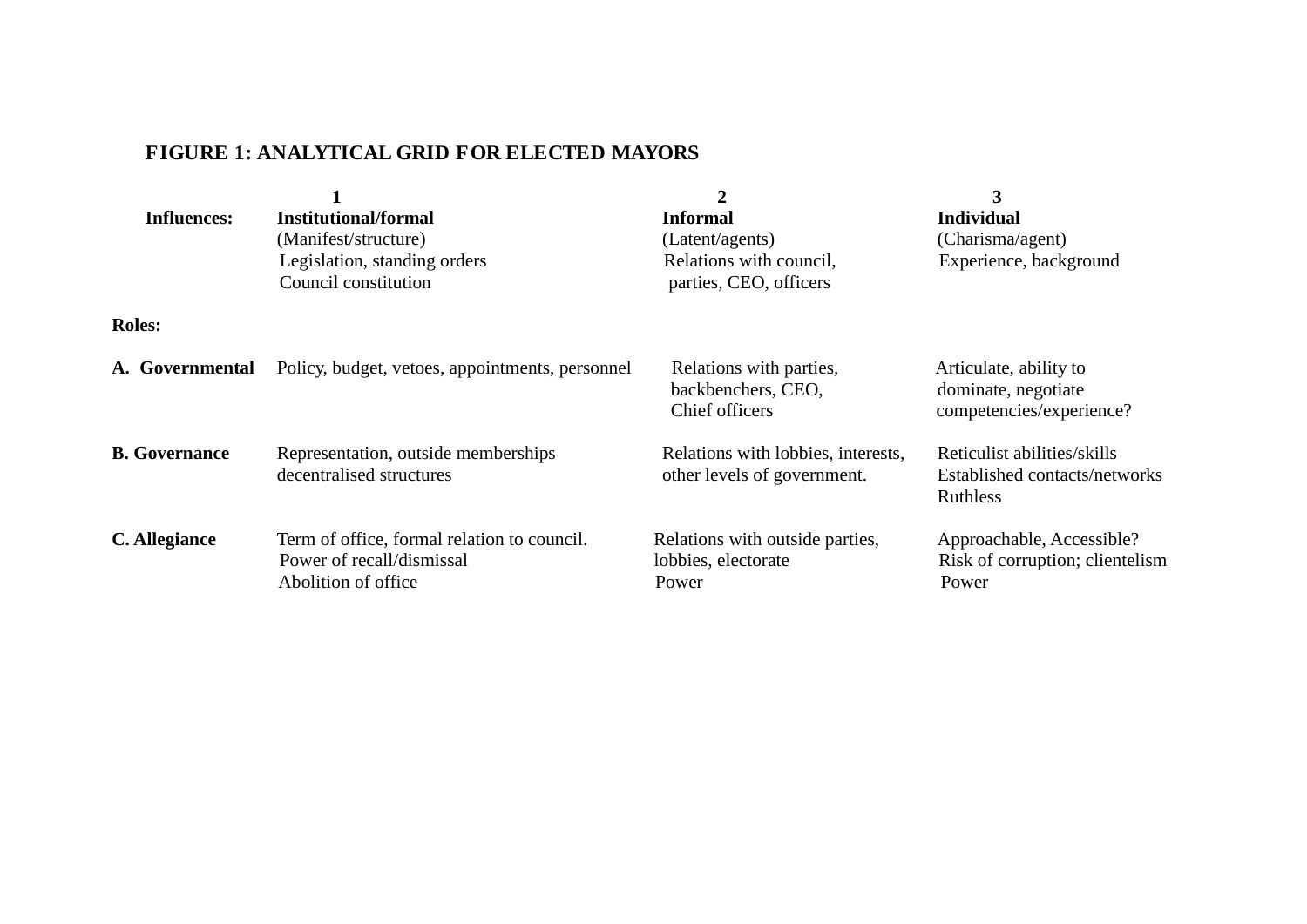**FIGURE 1: ANALYTICAL GRID FOR ELECTED MAYORS**

| | 1 | 2 | 3 |
|---|---|---|---|
| **Influences:** | **Institutional/formal** (Manifest/structure) Legislation, standing orders Council constitution | **Informal** (Latent/agents) Relations with council, parties, CEO, officers | **Individual** (Charisma/agent) Experience, background |
| **Roles:** | | | |
| **A. Governmental** | Policy, budget, vetoes, appointments, personnel | Relations with parties, backbenchers, CEO, Chief officers | Articulate, ability to dominate, negotiate competencies/experience? |
| **B. Governance** | Representation, outside memberships decentralised structures | Relations with lobbies, interests, other levels of government. | Reticulist abilities/skills Established contacts/networks Ruthless |
| **C. Allegiance** | Term of office, formal relation to council. Power of recall/dismissal Abolition of office | Relations with outside parties, lobbies, electorate Power | Approachable, Accessible? Risk of corruption; clientelism Power |